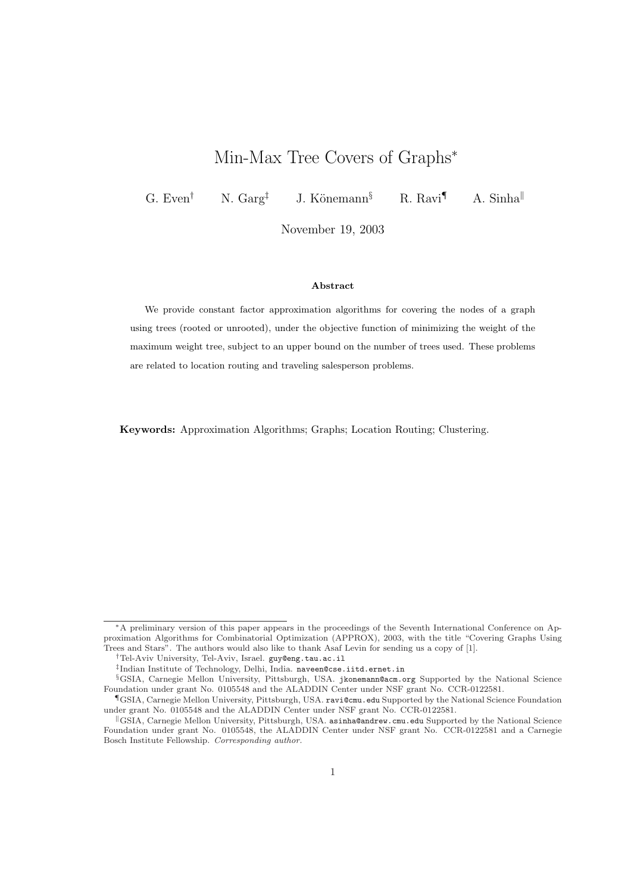# Min-Max Tree Covers of Graphs*

G. Even[†] N. Garg[‡] J. Könemann[§] R. Ravi[¶] A. Sinha[‖]

November 19, 2003

### Abstract

We provide constant factor approximation algorithms for covering the nodes of a graph using trees (rooted or unrooted), under the objective function of minimizing the weight of the maximum weight tree, subject to an upper bound on the number of trees used. These problems are related to location routing and traveling salesperson problems.

**Keywords:** Approximation Algorithms; Graphs; Location Routing; Clustering.

---

*A preliminary version of this paper appears in the proceedings of the Seventh International Conference on Approximation Algorithms for Combinatorial Optimization (APPROX), 2003, with the title "Covering Graphs Using Trees and Stars". The authors would also like to thank Asaf Levin for sending us a copy of [1].

[†]Tel-Aviv University, Tel-Aviv, Israel. guy@eng.tau.ac.il

[‡]Indian Institute of Technology, Delhi, India. naveen@cse.iitd.ernet.in

[§]GSIA, Carnegie Mellon University, Pittsburgh, USA. jkonemann@acm.org Supported by the National Science Foundation under grant No. 0105548 and the ALADDIN Center under NSF grant No. CCR-0122581.

[¶]GSIA, Carnegie Mellon University, Pittsburgh, USA. ravi@cmu.edu Supported by the National Science Foundation under grant No. 0105548 and the ALADDIN Center under NSF grant No. CCR-0122581.

[‖]GSIA, Carnegie Mellon University, Pittsburgh, USA. asinha@andrew.cmu.edu Supported by the National Science Foundation under grant No. 0105548, the ALADDIN Center under NSF grant No. CCR-0122581 and a Carnegie Bosch Institute Fellowship. *Corresponding author.*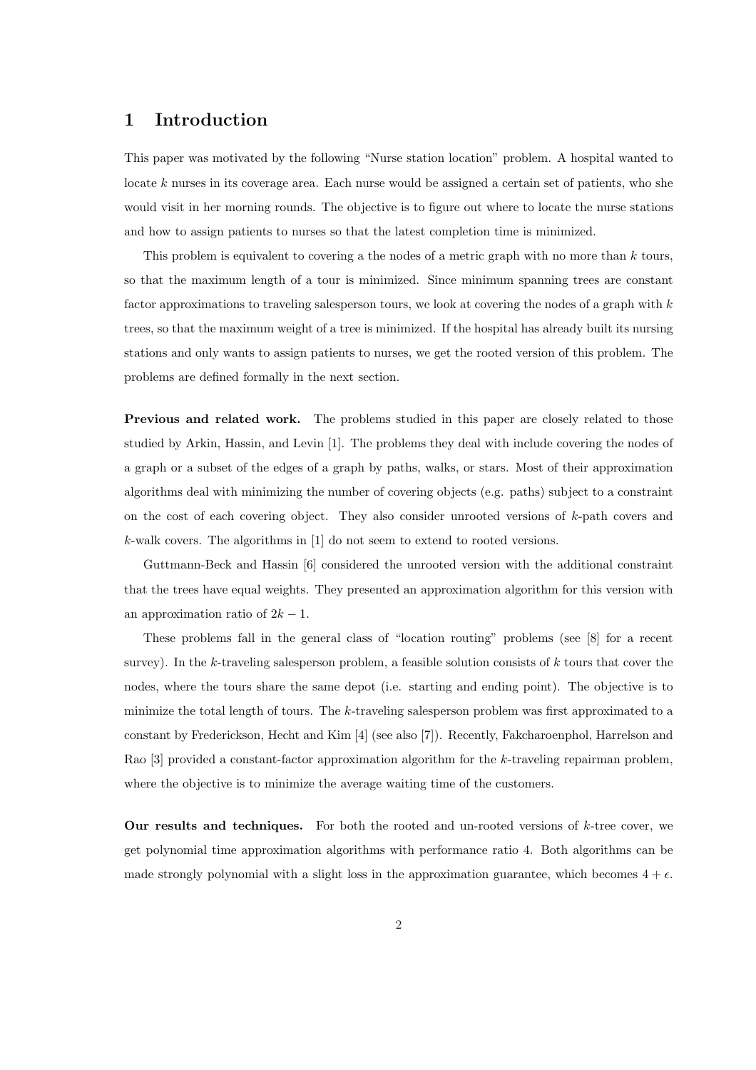# 1 Introduction

This paper was motivated by the following "Nurse station location" problem. A hospital wanted to locate $k$ nurses in its coverage area. Each nurse would be assigned a certain set of patients, who she would visit in her morning rounds. The objective is to figure out where to locate the nurse stations and how to assign patients to nurses so that the latest completion time is minimized.

This problem is equivalent to covering a the nodes of a metric graph with no more than $k$ tours, so that the maximum length of a tour is minimized. Since minimum spanning trees are constant factor approximations to traveling salesperson tours, we look at covering the nodes of a graph with $k$ trees, so that the maximum weight of a tree is minimized. If the hospital has already built its nursing stations and only wants to assign patients to nurses, we get the rooted version of this problem. The problems are defined formally in the next section.

**Previous and related work.** The problems studied in this paper are closely related to those studied by Arkin, Hassin, and Levin [1]. The problems they deal with include covering the nodes of a graph or a subset of the edges of a graph by paths, walks, or stars. Most of their approximation algorithms deal with minimizing the number of covering objects (e.g. paths) subject to a constraint on the cost of each covering object. They also consider unrooted versions of $k$-path covers and $k$-walk covers. The algorithms in [1] do not seem to extend to rooted versions.

Guttmann-Beck and Hassin [6] considered the unrooted version with the additional constraint that the trees have equal weights. They presented an approximation algorithm for this version with an approximation ratio of $2k-1$.

These problems fall in the general class of "location routing" problems (see [8] for a recent survey). In the $k$-traveling salesperson problem, a feasible solution consists of $k$ tours that cover the nodes, where the tours share the same depot (i.e. starting and ending point). The objective is to minimize the total length of tours. The $k$-traveling salesperson problem was first approximated to a constant by Frederickson, Hecht and Kim [4] (see also [7]). Recently, Fakcharoenphol, Harrelson and Rao [3] provided a constant-factor approximation algorithm for the $k$-traveling repairman problem, where the objective is to minimize the average waiting time of the customers.

**Our results and techniques.** For both the rooted and un-rooted versions of $k$-tree cover, we get polynomial time approximation algorithms with performance ratio 4. Both algorithms can be made strongly polynomial with a slight loss in the approximation guarantee, which becomes $4+\epsilon$.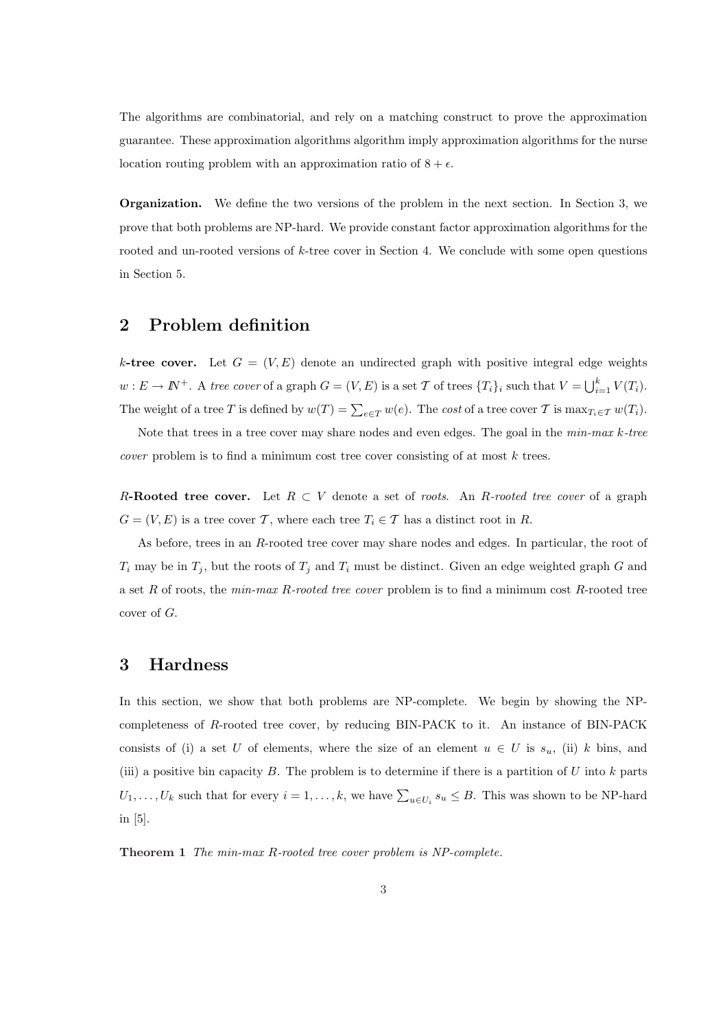The algorithms are combinatorial, and rely on a matching construct to prove the approximation guarantee. These approximation algorithms algorithm imply approximation algorithms for the nurse location routing problem with an approximation ratio of $8 + \epsilon$.

**Organization.** We define the two versions of the problem in the next section. In Section 3, we prove that both problems are NP-hard. We provide constant factor approximation algorithms for the rooted and un-rooted versions of $k$-tree cover in Section 4. We conclude with some open questions in Section 5.

## 2 Problem definition

**$k$-tree cover.** Let $G = (V, E)$ denote an undirected graph with positive integral edge weights $w : E \rightarrow I\!N^+$. A *tree cover* of a graph $G = (V, E)$ is a set $\mathcal{T}$ of trees $\{T_i\}_i$ such that $V = \bigcup_{i=1}^{k} V(T_i)$. The weight of a tree $T$ is defined by $w(T) = \sum_{e \in T} w(e)$. The *cost* of a tree cover $\mathcal{T}$ is $\max_{T_i \in \mathcal{T}} w(T_i)$.

Note that trees in a tree cover may share nodes and even edges. The goal in the *min-max $k$-tree cover* problem is to find a minimum cost tree cover consisting of at most $k$ trees.

**$R$-Rooted tree cover.** Let $R \subset V$ denote a set of *roots*. An *$R$-rooted tree cover* of a graph $G = (V, E)$ is a tree cover $\mathcal{T}$, where each tree $T_i \in \mathcal{T}$ has a distinct root in $R$.

As before, trees in an $R$-rooted tree cover may share nodes and edges. In particular, the root of $T_i$ may be in $T_j$, but the roots of $T_j$ and $T_i$ must be distinct. Given an edge weighted graph $G$ and a set $R$ of roots, the *min-max $R$-rooted tree cover* problem is to find a minimum cost $R$-rooted tree cover of $G$.

## 3 Hardness

In this section, we show that both problems are NP-complete. We begin by showing the NP-completeness of $R$-rooted tree cover, by reducing BIN-PACK to it. An instance of BIN-PACK consists of (i) a set $U$ of elements, where the size of an element $u \in U$ is $s_u$, (ii) $k$ bins, and (iii) a positive bin capacity $B$. The problem is to determine if there is a partition of $U$ into $k$ parts $U_1, \ldots, U_k$ such that for every $i = 1, \ldots, k$, we have $\sum_{u \in U_i} s_u \leq B$. This was shown to be NP-hard in [5].

**Theorem 1** *The min-max $R$-rooted tree cover problem is NP-complete.*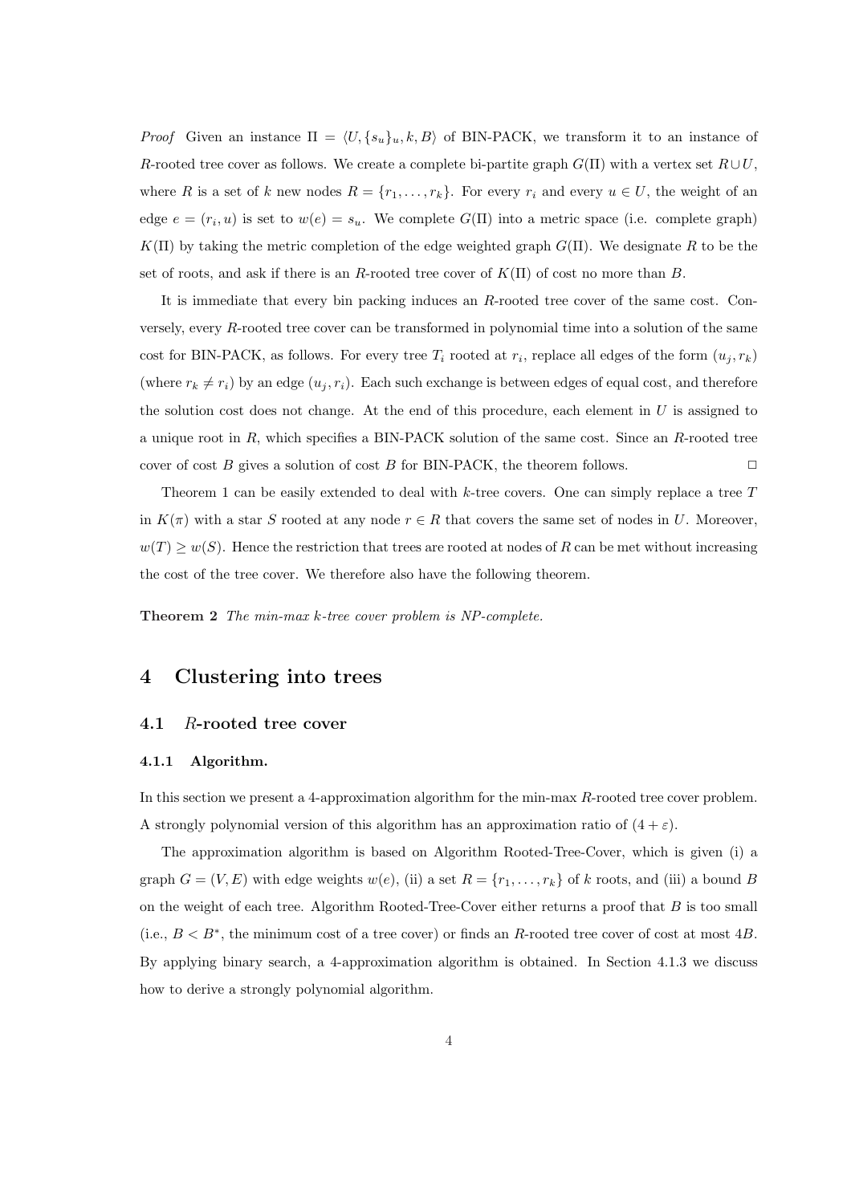*Proof* Given an instance $\Pi = \langle U, \{s_u\}_u, k, B \rangle$ of BIN-PACK, we transform it to an instance of $R$-rooted tree cover as follows. We create a complete bi-partite graph $G(\Pi)$ with a vertex set $R \cup U$, where $R$ is a set of $k$ new nodes $R = \{r_1, \ldots, r_k\}$. For every $r_i$ and every $u \in U$, the weight of an edge $e = (r_i, u)$ is set to $w(e) = s_u$. We complete $G(\Pi)$ into a metric space (i.e. complete graph) $K(\Pi)$ by taking the metric completion of the edge weighted graph $G(\Pi)$. We designate $R$ to be the set of roots, and ask if there is an $R$-rooted tree cover of $K(\Pi)$ of cost no more than $B$.

It is immediate that every bin packing induces an $R$-rooted tree cover of the same cost. Conversely, every $R$-rooted tree cover can be transformed in polynomial time into a solution of the same cost for BIN-PACK, as follows. For every tree $T_i$ rooted at $r_i$, replace all edges of the form $(u_j, r_k)$ (where $r_k \neq r_i$) by an edge $(u_j, r_i)$. Each such exchange is between edges of equal cost, and therefore the solution cost does not change. At the end of this procedure, each element in $U$ is assigned to a unique root in $R$, which specifies a BIN-PACK solution of the same cost. Since an $R$-rooted tree cover of cost $B$ gives a solution of cost $B$ for BIN-PACK, the theorem follows. $\Box$

Theorem 1 can be easily extended to deal with $k$-tree covers. One can simply replace a tree $T$ in $K(\pi)$ with a star $S$ rooted at any node $r \in R$ that covers the same set of nodes in $U$. Moreover, $w(T) \geq w(S)$. Hence the restriction that trees are rooted at nodes of $R$ can be met without increasing the cost of the tree cover. We therefore also have the following theorem.

**Theorem 2** *The min-max $k$-tree cover problem is NP-complete.*

# 4 Clustering into trees

## 4.1 $R$-rooted tree cover

### 4.1.1 Algorithm.

In this section we present a 4-approximation algorithm for the min-max $R$-rooted tree cover problem. A strongly polynomial version of this algorithm has an approximation ratio of $(4 + \varepsilon)$.

The approximation algorithm is based on Algorithm Rooted-Tree-Cover, which is given (i) a graph $G = (V, E)$ with edge weights $w(e)$, (ii) a set $R = \{r_1, \ldots, r_k\}$ of $k$ roots, and (iii) a bound $B$ on the weight of each tree. Algorithm Rooted-Tree-Cover either returns a proof that $B$ is too small (i.e., $B < B^*$, the minimum cost of a tree cover) or finds an $R$-rooted tree cover of cost at most $4B$. By applying binary search, a 4-approximation algorithm is obtained. In Section 4.1.3 we discuss how to derive a strongly polynomial algorithm.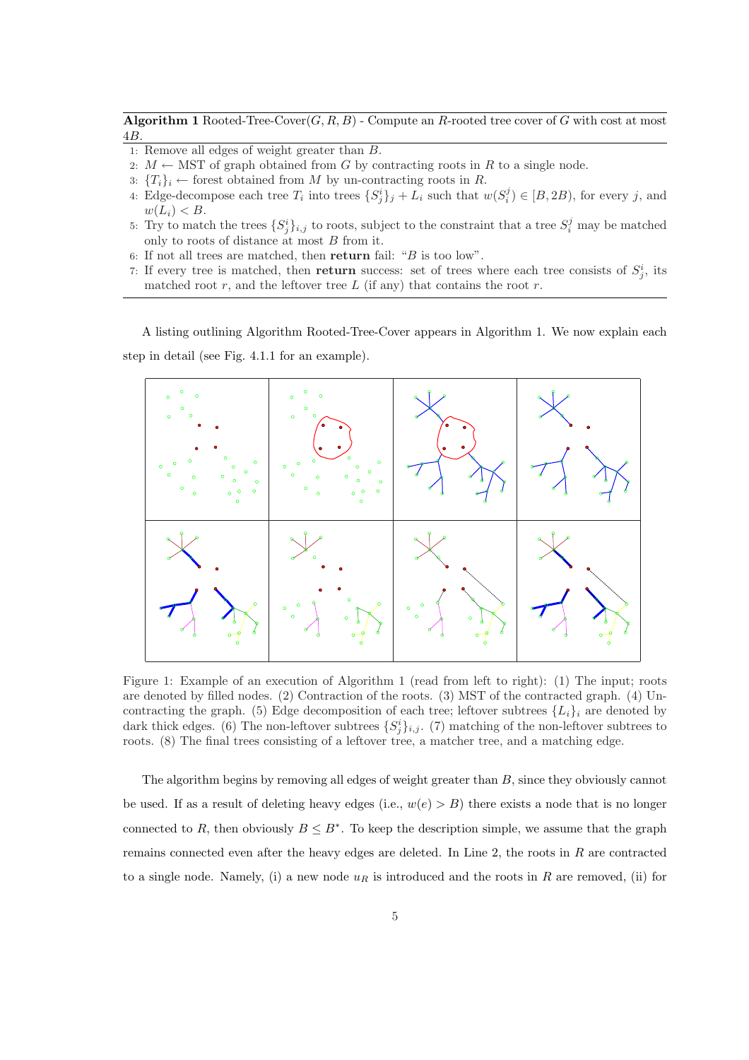**Algorithm 1** Rooted-Tree-Cover($G, R, B$) - Compute an $R$-rooted tree cover of $G$ with cost at most $4B$.

1: Remove all edges of weight greater than $B$.
2: $M \leftarrow$ MST of graph obtained from $G$ by contracting roots in $R$ to a single node.
3: $\{T_i\}_i \leftarrow$ forest obtained from $M$ by un-contracting roots in $R$.
4: Edge-decompose each tree $T_i$ into trees $\{S^i_j\}_j + L_i$ such that $w(S^j_i) \in [B, 2B)$, for every $j$, and $w(L_i) < B$.
5: Try to match the trees $\{S^i_j\}_{i,j}$ to roots, subject to the constraint that a tree $S^j_i$ may be matched only to roots of distance at most $B$ from it.
6: If not all trees are matched, then **return** fail: "$B$ is too low".
7: If every tree is matched, then **return** success: set of trees where each tree consists of $S^i_j$, its matched root $r$, and the leftover tree $L$ (if any) that contains the root $r$.

A listing outlining Algorithm Rooted-Tree-Cover appears in Algorithm 1. We now explain each step in detail (see Fig. 4.1.1 for an example).

Figure 1: Example of an execution of Algorithm 1 (read from left to right): (1) The input; roots are denoted by filled nodes. (2) Contraction of the roots. (3) MST of the contracted graph. (4) Un-contracting the graph. (5) Edge decomposition of each tree; leftover subtrees $\{L_i\}_i$ are denoted by dark thick edges. (6) The non-leftover subtrees $\{S^i_j\}_{i,j}$. (7) matching of the non-leftover subtrees to roots. (8) The final trees consisting of a leftover tree, a matcher tree, and a matching edge.

The algorithm begins by removing all edges of weight greater than $B$, since they obviously cannot be used. If as a result of deleting heavy edges (i.e., $w(e) > B$) there exists a node that is no longer connected to $R$, then obviously $B \leq B^*$. To keep the description simple, we assume that the graph remains connected even after the heavy edges are deleted. In Line 2, the roots in $R$ are contracted to a single node. Namely, (i) a new node $u_R$ is introduced and the roots in $R$ are removed, (ii) for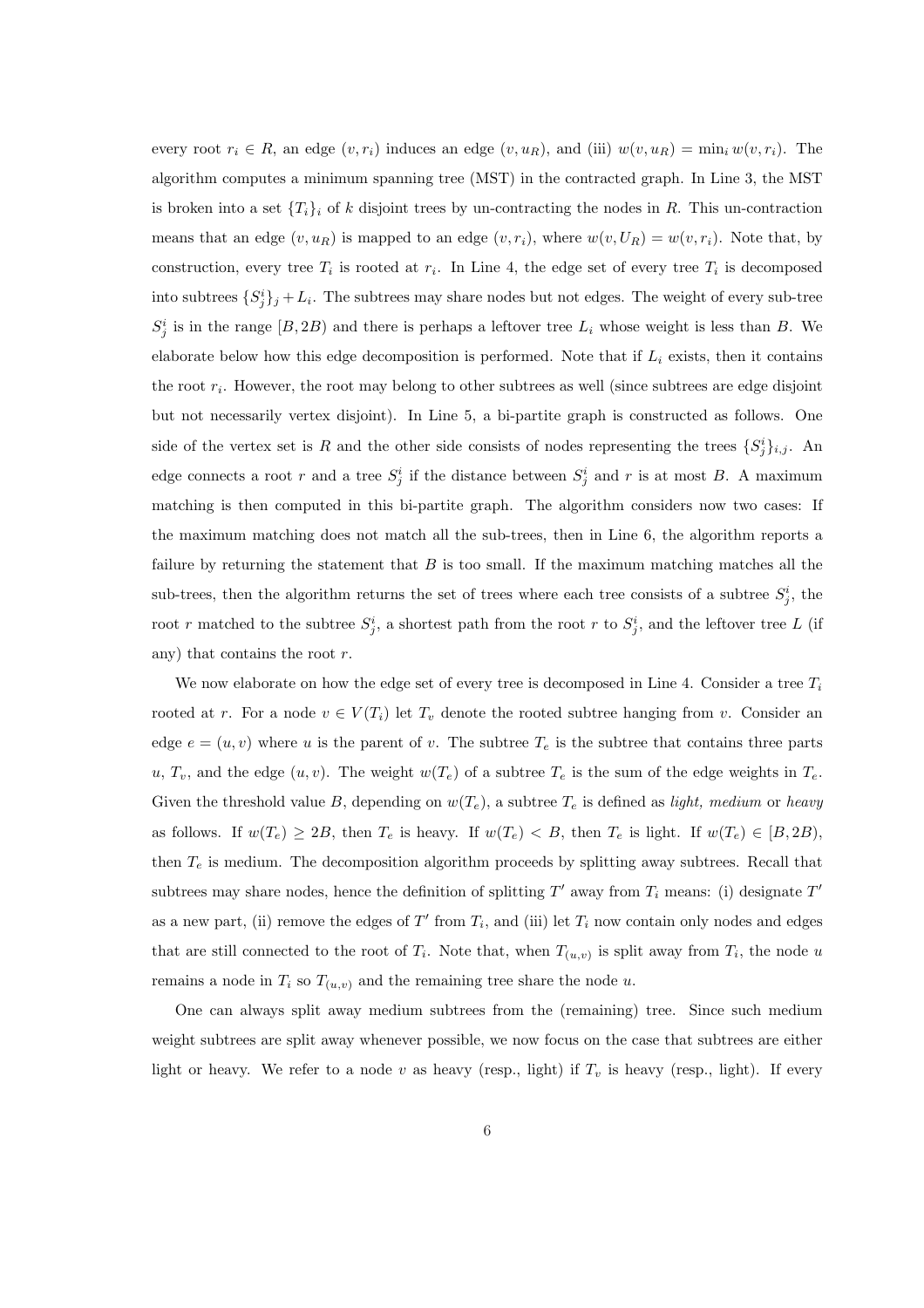every root $r_i \in R$, an edge $(v, r_i)$ induces an edge $(v, u_R)$, and (iii) $w(v, u_R) = \min_i w(v, r_i)$. The algorithm computes a minimum spanning tree (MST) in the contracted graph. In Line 3, the MST is broken into a set $\{T_i\}_i$ of $k$ disjoint trees by un-contracting the nodes in $R$. This un-contraction means that an edge $(v, u_R)$ is mapped to an edge $(v, r_i)$, where $w(v, U_R) = w(v, r_i)$. Note that, by construction, every tree $T_i$ is rooted at $r_i$. In Line 4, the edge set of every tree $T_i$ is decomposed into subtrees $\{S^i_j\}_j + L_i$. The subtrees may share nodes but not edges. The weight of every sub-tree $S^i_j$ is in the range $[B, 2B)$ and there is perhaps a leftover tree $L_i$ whose weight is less than $B$. We elaborate below how this edge decomposition is performed. Note that if $L_i$ exists, then it contains the root $r_i$. However, the root may belong to other subtrees as well (since subtrees are edge disjoint but not necessarily vertex disjoint). In Line 5, a bi-partite graph is constructed as follows. One side of the vertex set is $R$ and the other side consists of nodes representing the trees $\{S^i_j\}_{i,j}$. An edge connects a root $r$ and a tree $S^i_j$ if the distance between $S^i_j$ and $r$ is at most $B$. A maximum matching is then computed in this bi-partite graph. The algorithm considers now two cases: If the maximum matching does not match all the sub-trees, then in Line 6, the algorithm reports a failure by returning the statement that $B$ is too small. If the maximum matching matches all the sub-trees, then the algorithm returns the set of trees where each tree consists of a subtree $S^i_j$, the root $r$ matched to the subtree $S^i_j$, a shortest path from the root $r$ to $S^i_j$, and the leftover tree $L$ (if any) that contains the root $r$.

We now elaborate on how the edge set of every tree is decomposed in Line 4. Consider a tree $T_i$ rooted at $r$. For a node $v \in V(T_i)$ let $T_v$ denote the rooted subtree hanging from $v$. Consider an edge $e = (u, v)$ where $u$ is the parent of $v$. The subtree $T_e$ is the subtree that contains three parts $u$, $T_v$, and the edge $(u, v)$. The weight $w(T_e)$ of a subtree $T_e$ is the sum of the edge weights in $T_e$. Given the threshold value $B$, depending on $w(T_e)$, a subtree $T_e$ is defined as *light, medium* or *heavy* as follows. If $w(T_e) \geq 2B$, then $T_e$ is heavy. If $w(T_e) < B$, then $T_e$ is light. If $w(T_e) \in [B, 2B)$, then $T_e$ is medium. The decomposition algorithm proceeds by splitting away subtrees. Recall that subtrees may share nodes, hence the definition of splitting $T'$ away from $T_i$ means: (i) designate $T'$ as a new part, (ii) remove the edges of $T'$ from $T_i$, and (iii) let $T_i$ now contain only nodes and edges that are still connected to the root of $T_i$. Note that, when $T_{(u,v)}$ is split away from $T_i$, the node $u$ remains a node in $T_i$ so $T_{(u,v)}$ and the remaining tree share the node $u$.

One can always split away medium subtrees from the (remaining) tree. Since such medium weight subtrees are split away whenever possible, we now focus on the case that subtrees are either light or heavy. We refer to a node $v$ as heavy (resp., light) if $T_v$ is heavy (resp., light). If every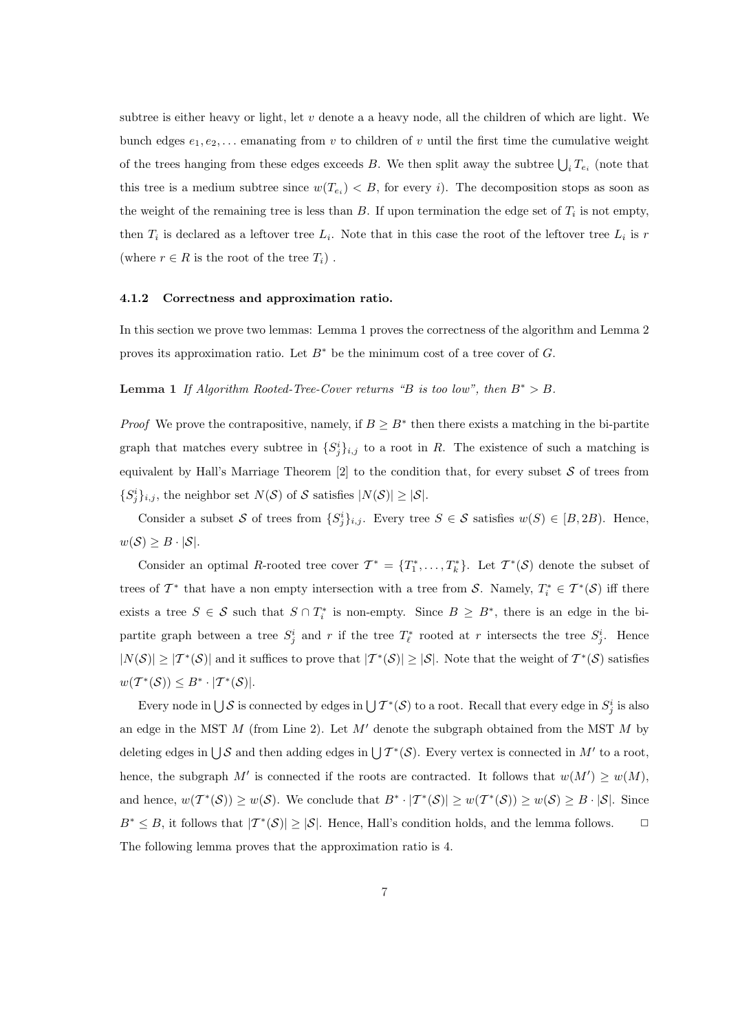subtree is either heavy or light, let $v$ denote a a heavy node, all the children of which are light. We bunch edges $e_1, e_2, \ldots$ emanating from $v$ to children of $v$ until the first time the cumulative weight of the trees hanging from these edges exceeds $B$. We then split away the subtree $\bigcup_i T_{e_i}$ (note that this tree is a medium subtree since $w(T_{e_i}) < B$, for every $i$). The decomposition stops as soon as the weight of the remaining tree is less than $B$. If upon termination the edge set of $T_i$ is not empty, then $T_i$ is declared as a leftover tree $L_i$. Note that in this case the root of the leftover tree $L_i$ is $r$ (where $r \in R$ is the root of the tree $T_i$) .

#### 4.1.2 Correctness and approximation ratio.

In this section we prove two lemmas: Lemma 1 proves the correctness of the algorithm and Lemma 2 proves its approximation ratio. Let $B^*$ be the minimum cost of a tree cover of $G$.

**Lemma 1** *If Algorithm Rooted-Tree-Cover returns "B is too low", then $B^* > B$.*

*Proof* We prove the contrapositive, namely, if $B \geq B^*$ then there exists a matching in the bi-partite graph that matches every subtree in $\{S^i_j\}_{i,j}$ to a root in $R$. The existence of such a matching is equivalent by Hall's Marriage Theorem [2] to the condition that, for every subset $\mathcal{S}$ of trees from $\{S^i_j\}_{i,j}$, the neighbor set $N(\mathcal{S})$ of $\mathcal{S}$ satisfies $|N(\mathcal{S})| \geq |\mathcal{S}|$.

Consider a subset $\mathcal{S}$ of trees from $\{S^i_j\}_{i,j}$. Every tree $S \in \mathcal{S}$ satisfies $w(S) \in [B, 2B)$. Hence, $w(\mathcal{S}) \geq B \cdot |\mathcal{S}|$.

Consider an optimal $R$-rooted tree cover $\mathcal{T}^* = \{T^*_1, \ldots, T^*_k\}$. Let $\mathcal{T}^*(\mathcal{S})$ denote the subset of trees of $\mathcal{T}^*$ that have a non empty intersection with a tree from $\mathcal{S}$. Namely, $T^*_i \in \mathcal{T}^*(\mathcal{S})$ iff there exists a tree $S \in \mathcal{S}$ such that $S \cap T^*_i$ is non-empty. Since $B \geq B^*$, there is an edge in the bi-partite graph between a tree $S^i_j$ and $r$ if the tree $T^*_\ell$ rooted at $r$ intersects the tree $S^i_j$. Hence $|N(\mathcal{S})| \geq |\mathcal{T}^*(\mathcal{S})|$ and it suffices to prove that $|\mathcal{T}^*(\mathcal{S})| \geq |\mathcal{S}|$. Note that the weight of $\mathcal{T}^*(\mathcal{S})$ satisfies $w(\mathcal{T}^*(\mathcal{S})) \leq B^* \cdot |\mathcal{T}^*(\mathcal{S})|$.

Every node in $\bigcup \mathcal{S}$ is connected by edges in $\bigcup \mathcal{T}^*(\mathcal{S})$ to a root. Recall that every edge in $S^i_j$ is also an edge in the MST $M$ (from Line 2). Let $M'$ denote the subgraph obtained from the MST $M$ by deleting edges in $\bigcup \mathcal{S}$ and then adding edges in $\bigcup \mathcal{T}^*(\mathcal{S})$. Every vertex is connected in $M'$ to a root, hence, the subgraph $M'$ is connected if the roots are contracted. It follows that $w(M') \geq w(M)$, and hence, $w(\mathcal{T}^*(\mathcal{S})) \geq w(\mathcal{S})$. We conclude that $B^* \cdot |\mathcal{T}^*(\mathcal{S})| \geq w(\mathcal{T}^*(\mathcal{S})) \geq w(\mathcal{S}) \geq B \cdot |\mathcal{S}|$. Since $B^* \leq B$, it follows that $|\mathcal{T}^*(\mathcal{S})| \geq |\mathcal{S}|$. Hence, Hall's condition holds, and the lemma follows. □

The following lemma proves that the approximation ratio is 4.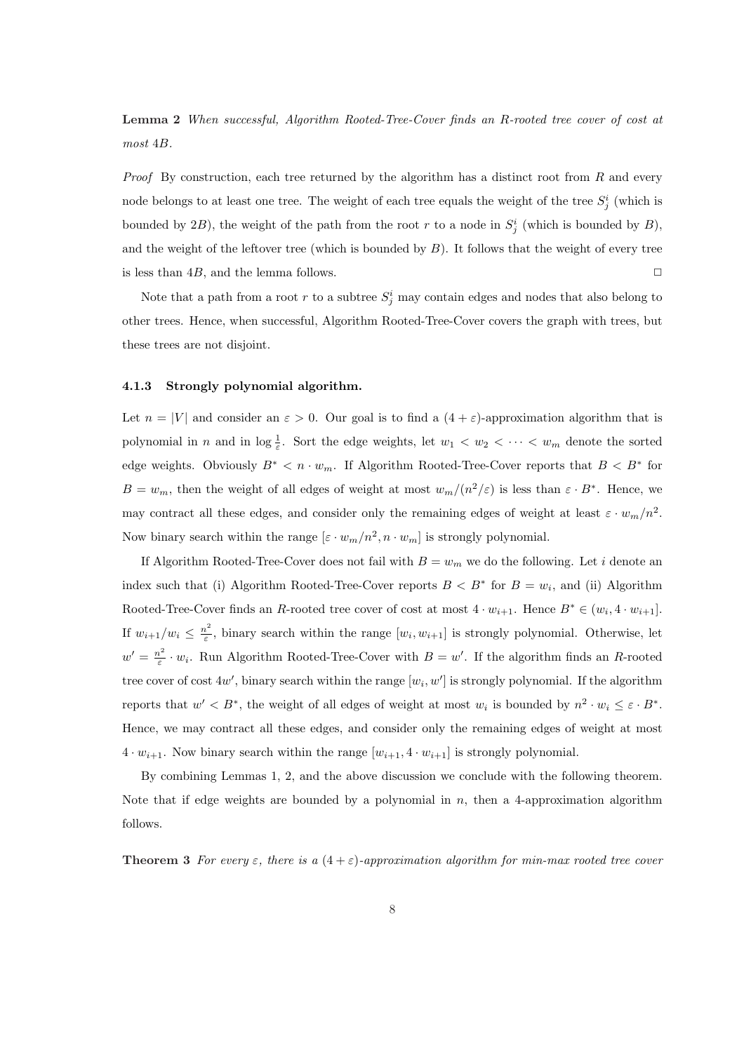**Lemma 2** *When successful, Algorithm Rooted-Tree-Cover finds an R-rooted tree cover of cost at most* $4B$*.*

*Proof* By construction, each tree returned by the algorithm has a distinct root from $R$ and every node belongs to at least one tree. The weight of each tree equals the weight of the tree $S_j^i$ (which is bounded by $2B$), the weight of the path from the root $r$ to a node in $S_j^i$ (which is bounded by $B$), and the weight of the leftover tree (which is bounded by $B$). It follows that the weight of every tree is less than $4B$, and the lemma follows. □

Note that a path from a root $r$ to a subtree $S_j^i$ may contain edges and nodes that also belong to other trees. Hence, when successful, Algorithm Rooted-Tree-Cover covers the graph with trees, but these trees are not disjoint.

### 4.1.3 Strongly polynomial algorithm.

Let $n = |V|$ and consider an $\varepsilon > 0$. Our goal is to find a $(4 + \varepsilon)$-approximation algorithm that is polynomial in $n$ and in $\log \frac{1}{\varepsilon}$. Sort the edge weights, let $w_1 < w_2 < \cdots < w_m$ denote the sorted edge weights. Obviously $B^* < n \cdot w_m$. If Algorithm Rooted-Tree-Cover reports that $B < B^*$ for $B = w_m$, then the weight of all edges of weight at most $w_m/(n^2/\varepsilon)$ is less than $\varepsilon \cdot B^*$. Hence, we may contract all these edges, and consider only the remaining edges of weight at least $\varepsilon \cdot w_m/n^2$. Now binary search within the range $[\varepsilon \cdot w_m/n^2, n \cdot w_m]$ is strongly polynomial.

If Algorithm Rooted-Tree-Cover does not fail with $B = w_m$ we do the following. Let $i$ denote an index such that (i) Algorithm Rooted-Tree-Cover reports $B < B^*$ for $B = w_i$, and (ii) Algorithm Rooted-Tree-Cover finds an $R$-rooted tree cover of cost at most $4 \cdot w_{i+1}$. Hence $B^* \in (w_i, 4 \cdot w_{i+1}]$. If $w_{i+1}/w_i \leq \frac{n^2}{\varepsilon}$, binary search within the range $[w_i, w_{i+1}]$ is strongly polynomial. Otherwise, let $w' = \frac{n^2}{\varepsilon} \cdot w_i$. Run Algorithm Rooted-Tree-Cover with $B = w'$. If the algorithm finds an $R$-rooted tree cover of cost $4w'$, binary search within the range $[w_i, w']$ is strongly polynomial. If the algorithm reports that $w' < B^*$, the weight of all edges of weight at most $w_i$ is bounded by $n^2 \cdot w_i \leq \varepsilon \cdot B^*$. Hence, we may contract all these edges, and consider only the remaining edges of weight at most $4 \cdot w_{i+1}$. Now binary search within the range $[w_{i+1}, 4 \cdot w_{i+1}]$ is strongly polynomial.

By combining Lemmas 1, 2, and the above discussion we conclude with the following theorem. Note that if edge weights are bounded by a polynomial in $n$, then a 4-approximation algorithm follows.

**Theorem 3** *For every* $\varepsilon$*, there is a* $(4 + \varepsilon)$*-approximation algorithm for min-max rooted tree cover*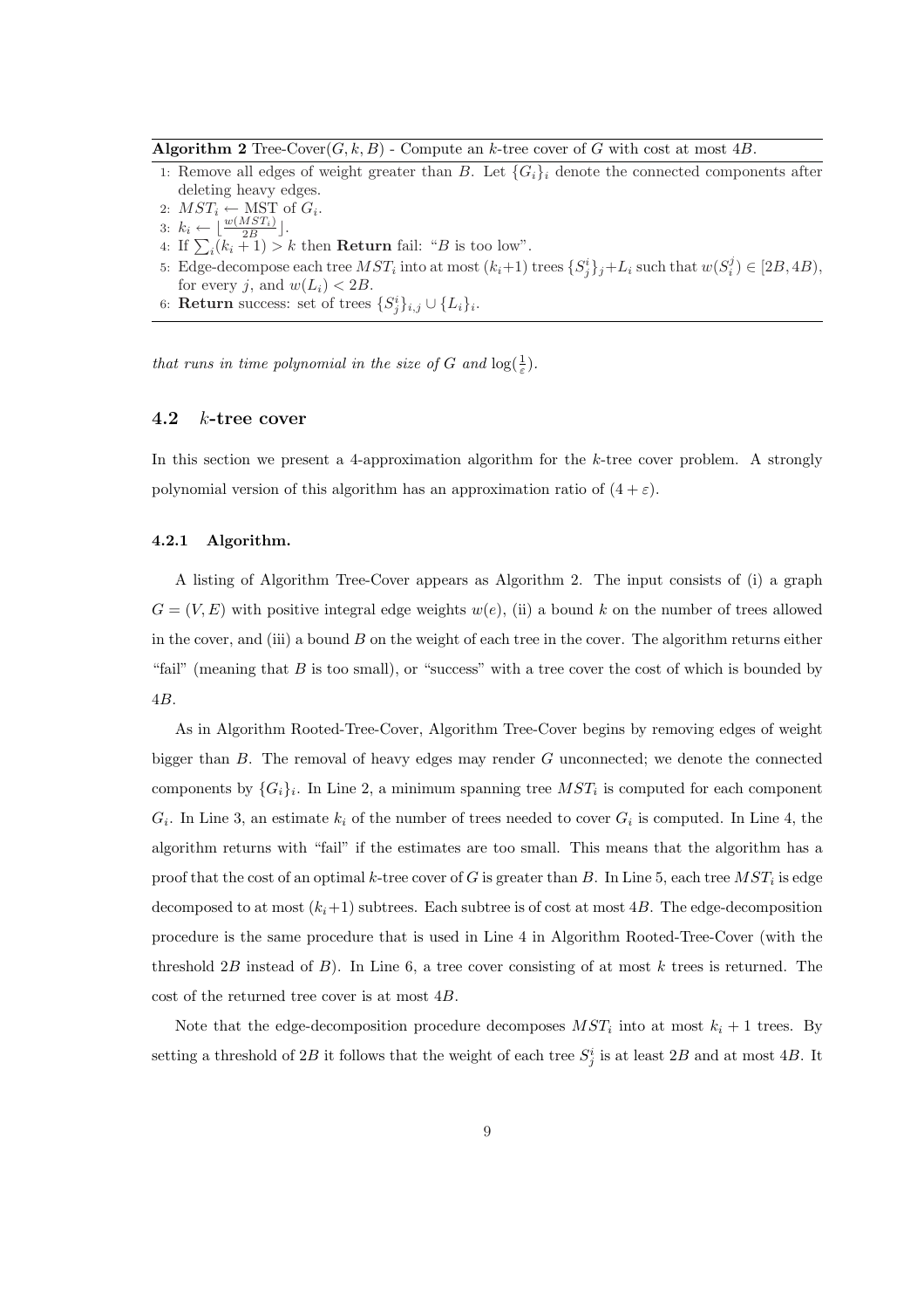**Algorithm 2** Tree-Cover$(G, k, B)$ - Compute an $k$-tree cover of $G$ with cost at most $4B$.

1: Remove all edges of weight greater than $B$. Let $\{G_i\}_i$ denote the connected components after deleting heavy edges.
2: $MST_i \leftarrow$ MST of $G_i$.
3: $k_i \leftarrow \lfloor \frac{w(MST_i)}{2B} \rfloor$.
4: If $\sum_i (k_i + 1) > k$ then **Return** fail: "$B$ is too low".
5: Edge-decompose each tree $MST_i$ into at most $(k_i+1)$ trees $\{S^i_j\}_j + L_i$ such that $w(S^j_i) \in [2B, 4B)$, for every $j$, and $w(L_i) < 2B$.
6: **Return** success: set of trees $\{S^i_j\}_{i,j} \cup \{L_i\}_i$.

*that runs in time polynomial in the size of $G$ and $\log(\frac{1}{\varepsilon})$.*

### 4.2 $k$-tree cover

In this section we present a 4-approximation algorithm for the $k$-tree cover problem. A strongly polynomial version of this algorithm has an approximation ratio of $(4 + \varepsilon)$.

#### 4.2.1 Algorithm.

A listing of Algorithm Tree-Cover appears as Algorithm 2. The input consists of (i) a graph $G = (V, E)$ with positive integral edge weights $w(e)$, (ii) a bound $k$ on the number of trees allowed in the cover, and (iii) a bound $B$ on the weight of each tree in the cover. The algorithm returns either "fail" (meaning that $B$ is too small), or "success" with a tree cover the cost of which is bounded by $4B$.

As in Algorithm Rooted-Tree-Cover, Algorithm Tree-Cover begins by removing edges of weight bigger than $B$. The removal of heavy edges may render $G$ unconnected; we denote the connected components by $\{G_i\}_i$. In Line 2, a minimum spanning tree $MST_i$ is computed for each component $G_i$. In Line 3, an estimate $k_i$ of the number of trees needed to cover $G_i$ is computed. In Line 4, the algorithm returns with "fail" if the estimates are too small. This means that the algorithm has a proof that the cost of an optimal $k$-tree cover of $G$ is greater than $B$. In Line 5, each tree $MST_i$ is edge decomposed to at most $(k_i+1)$ subtrees. Each subtree is of cost at most $4B$. The edge-decomposition procedure is the same procedure that is used in Line 4 in Algorithm Rooted-Tree-Cover (with the threshold $2B$ instead of $B$). In Line 6, a tree cover consisting of at most $k$ trees is returned. The cost of the returned tree cover is at most $4B$.

Note that the edge-decomposition procedure decomposes $MST_i$ into at most $k_i + 1$ trees. By setting a threshold of $2B$ it follows that the weight of each tree $S^i_j$ is at least $2B$ and at most $4B$. It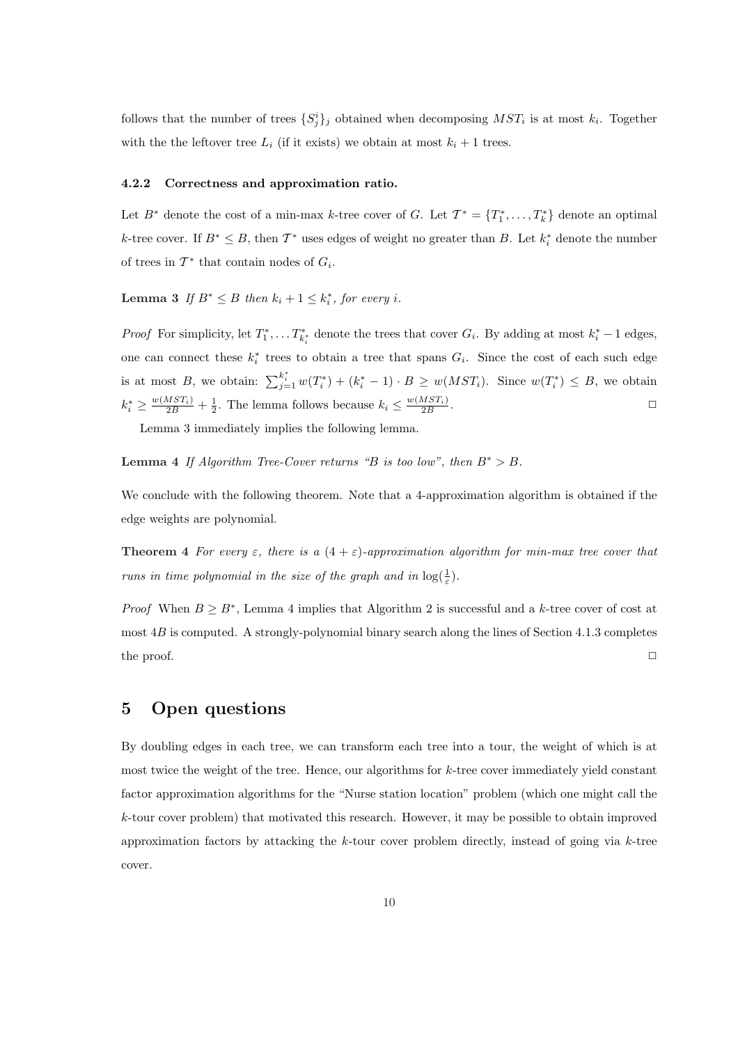follows that the number of trees $\{S^i_j\}_j$ obtained when decomposing $MST_i$ is at most $k_i$. Together with the the leftover tree $L_i$ (if it exists) we obtain at most $k_i + 1$ trees.

#### 4.2.2 Correctness and approximation ratio.

Let $B^*$ denote the cost of a min-max $k$-tree cover of $G$. Let $\mathcal{T}^* = \{T^*_1, \ldots, T^*_k\}$ denote an optimal $k$-tree cover. If $B^* \leq B$, then $\mathcal{T}^*$ uses edges of weight no greater than $B$. Let $k^*_i$ denote the number of trees in $\mathcal{T}^*$ that contain nodes of $G_i$.

**Lemma 3** *If $B^* \leq B$ then $k_i + 1 \leq k^*_i$, for every $i$.*

*Proof* For simplicity, let $T^*_1, \ldots T^*_{k^*_i}$ denote the trees that cover $G_i$. By adding at most $k^*_i - 1$ edges, one can connect these $k^*_i$ trees to obtain a tree that spans $G_i$. Since the cost of each such edge is at most $B$, we obtain: $\sum_{j=1}^{k^*_i} w(T^*_i) + (k^*_i - 1) \cdot B \geq w(MST_i)$. Since $w(T^*_i) \leq B$, we obtain $k^*_i \geq \frac{w(MST_i)}{2B} + \frac{1}{2}$. The lemma follows because $k_i \leq \frac{w(MST_i)}{2B}$. □

Lemma 3 immediately implies the following lemma.

**Lemma 4** *If Algorithm Tree-Cover returns "B is too low", then $B^* > B$.*

We conclude with the following theorem. Note that a 4-approximation algorithm is obtained if the edge weights are polynomial.

**Theorem 4** *For every $\varepsilon$, there is a $(4 + \varepsilon)$-approximation algorithm for min-max tree cover that runs in time polynomial in the size of the graph and in $\log(\frac{1}{\varepsilon})$.*

*Proof* When $B \geq B^*$, Lemma 4 implies that Algorithm 2 is successful and a $k$-tree cover of cost at most $4B$ is computed. A strongly-polynomial binary search along the lines of Section 4.1.3 completes the proof. □

## 5 Open questions

By doubling edges in each tree, we can transform each tree into a tour, the weight of which is at most twice the weight of the tree. Hence, our algorithms for $k$-tree cover immediately yield constant factor approximation algorithms for the "Nurse station location" problem (which one might call the $k$-tour cover problem) that motivated this research. However, it may be possible to obtain improved approximation factors by attacking the $k$-tour cover problem directly, instead of going via $k$-tree cover.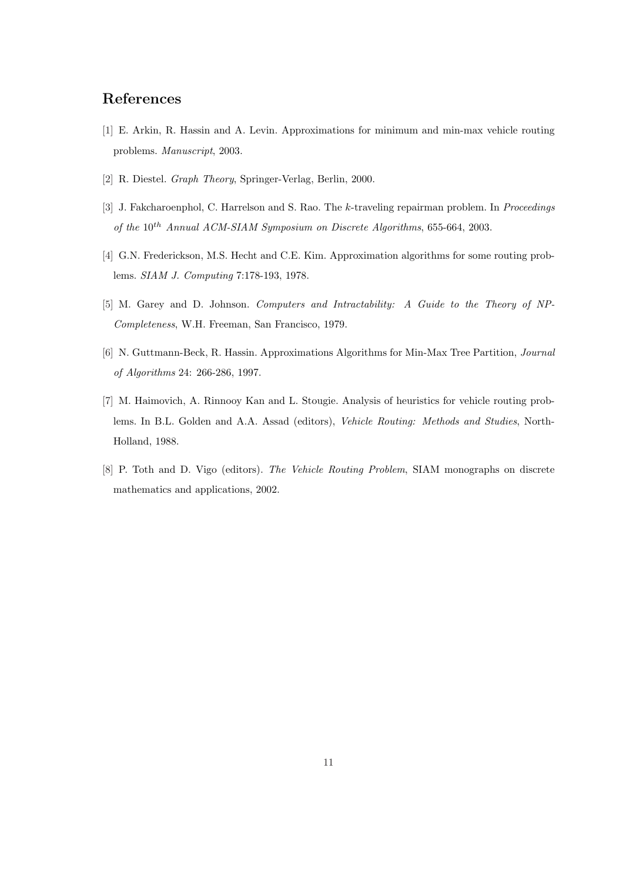# References

[1] E. Arkin, R. Hassin and A. Levin. Approximations for minimum and min-max vehicle routing problems. *Manuscript*, 2003.

[2] R. Diestel. *Graph Theory*, Springer-Verlag, Berlin, 2000.

[3] J. Fakcharoenphol, C. Harrelson and S. Rao. The $k$-traveling repairman problem. In *Proceedings of the* $10^{th}$ *Annual ACM-SIAM Symposium on Discrete Algorithms*, 655-664, 2003.

[4] G.N. Frederickson, M.S. Hecht and C.E. Kim. Approximation algorithms for some routing problems. *SIAM J. Computing* 7:178-193, 1978.

[5] M. Garey and D. Johnson. *Computers and Intractability: A Guide to the Theory of NP-Completeness*, W.H. Freeman, San Francisco, 1979.

[6] N. Guttmann-Beck, R. Hassin. Approximations Algorithms for Min-Max Tree Partition, *Journal of Algorithms* 24: 266-286, 1997.

[7] M. Haimovich, A. Rinnooy Kan and L. Stougie. Analysis of heuristics for vehicle routing problems. In B.L. Golden and A.A. Assad (editors), *Vehicle Routing: Methods and Studies*, North-Holland, 1988.

[8] P. Toth and D. Vigo (editors). *The Vehicle Routing Problem*, SIAM monographs on discrete mathematics and applications, 2002.